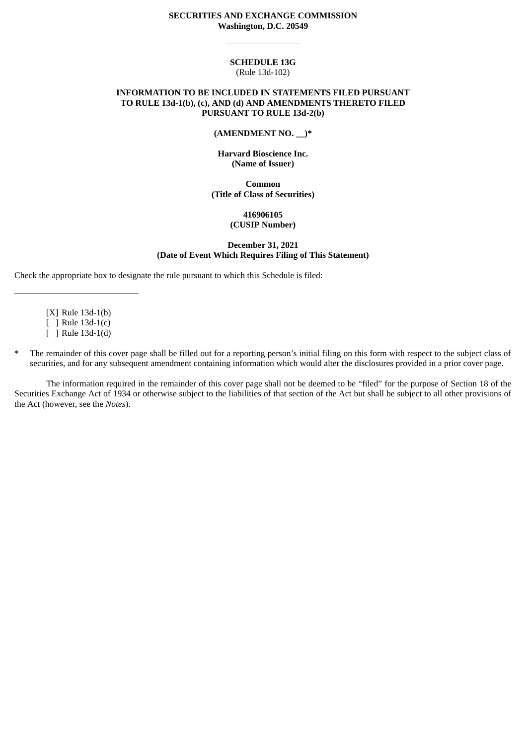**SECURITIES AND EXCHANGE COMMISSION**
**Washington, D.C. 20549**

---

**SCHEDULE 13G**
(Rule 13d-102)

**INFORMATION TO BE INCLUDED IN STATEMENTS FILED PURSUANT TO RULE 13d-1(b), (c), AND (d) AND AMENDMENTS THERETO FILED PURSUANT TO RULE 13d-2(b)**

**(AMENDMENT NO. __)***

**Harvard Bioscience Inc.**
**(Name of Issuer)**

**Common**
**(Title of Class of Securities)**

**416906105**
**(CUSIP Number)**

**December 31, 2021**
**(Date of Event Which Requires Filing of This Statement)**

Check the appropriate box to designate the rule pursuant to which this Schedule is filed:

---

[X] Rule 13d-1(b)
[ ] Rule 13d-1(c)
[ ] Rule 13d-1(d)

\* The remainder of this cover page shall be filled out for a reporting person's initial filing on this form with respect to the subject class of securities, and for any subsequent amendment containing information which would alter the disclosures provided in a prior cover page.

The information required in the remainder of this cover page shall not be deemed to be "filed" for the purpose of Section 18 of the Securities Exchange Act of 1934 or otherwise subject to the liabilities of that section of the Act but shall be subject to all other provisions of the Act (however, see the *Notes*).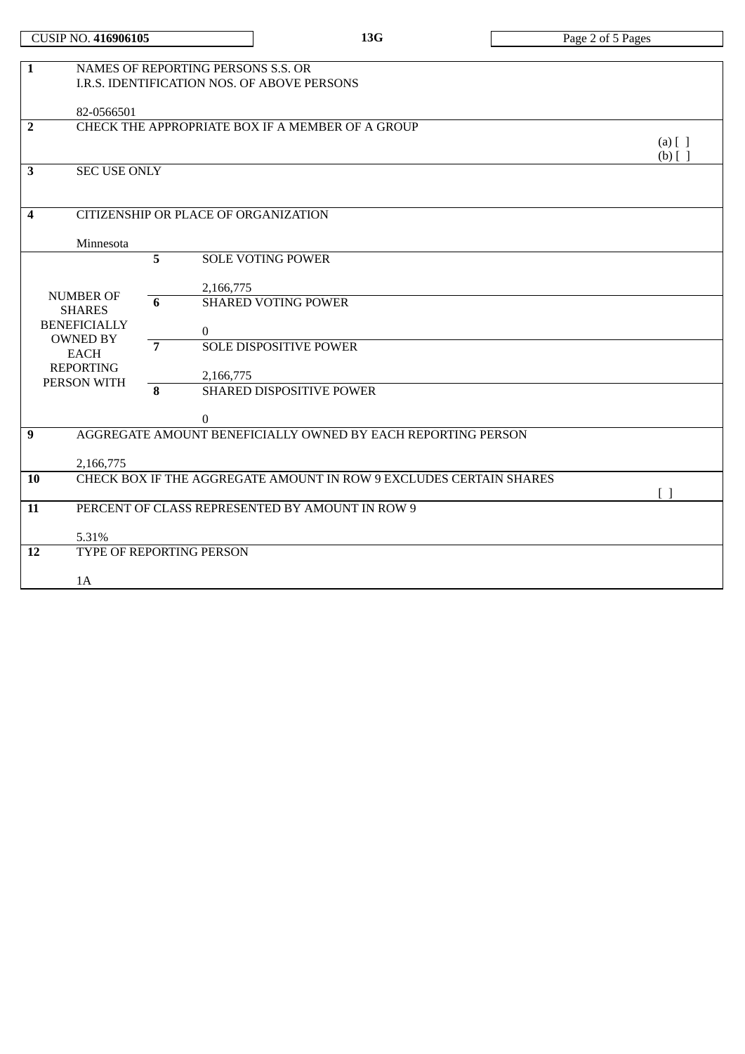| CUSIP NO. **416906105** | **13G** |
|---|---|

| | | | |
|---|---|---|---|
| **1** | NAMES OF REPORTING PERSONS S.S. OR I.R.S. IDENTIFICATION NOS. OF ABOVE PERSONS<br><br>82-0566501 | | |
| **2** | CHECK THE APPROPRIATE BOX IF A MEMBER OF A GROUP | | (a) [ ]<br>(b) [ ] |
| **3** | SEC USE ONLY | | |
| **4** | CITIZENSHIP OR PLACE OF ORGANIZATION<br><br>Minnesota | | |
| NUMBER OF SHARES BENEFICIALLY OWNED BY EACH REPORTING PERSON WITH | **5** | SOLE VOTING POWER<br><br>2,166,775 | |
| | **6** | SHARED VOTING POWER<br><br>0 | |
| | **7** | SOLE DISPOSITIVE POWER<br><br>2,166,775 | |
| | **8** | SHARED DISPOSITIVE POWER<br><br>0 | |
| **9** | AGGREGATE AMOUNT BENEFICIALLY OWNED BY EACH REPORTING PERSON<br><br>2,166,775 | | |
| **10** | CHECK BOX IF THE AGGREGATE AMOUNT IN ROW 9 EXCLUDES CERTAIN SHARES | | [ ] |
| **11** | PERCENT OF CLASS REPRESENTED BY AMOUNT IN ROW 9<br><br>5.31% | | |
| **12** | TYPE OF REPORTING PERSON<br><br>1A | | |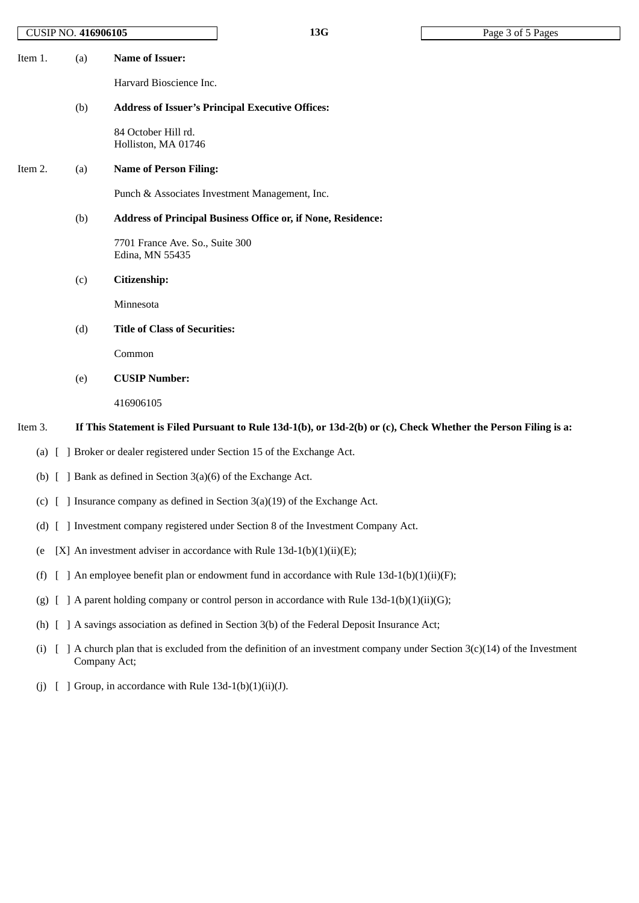Item 1. (a) **Name of Issuer:**

Harvard Bioscience Inc.

(b) **Address of Issuer's Principal Executive Offices:**

84 October Hill rd.
Holliston, MA 01746

Item 2. (a) **Name of Person Filing:**

Punch & Associates Investment Management, Inc.

(b) **Address of Principal Business Office or, if None, Residence:**

7701 France Ave. So., Suite 300
Edina, MN 55435

(c) **Citizenship:**

Minnesota

(d) **Title of Class of Securities:**

Common

(e) **CUSIP Number:**

416906105

Item 3. **If This Statement is Filed Pursuant to Rule 13d-1(b), or 13d-2(b) or (c), Check Whether the Person Filing is a:**

(a) [ ] Broker or dealer registered under Section 15 of the Exchange Act.

(b) [ ] Bank as defined in Section 3(a)(6) of the Exchange Act.

(c) [ ] Insurance company as defined in Section 3(a)(19) of the Exchange Act.

(d) [ ] Investment company registered under Section 8 of the Investment Company Act.

(e [X] An investment adviser in accordance with Rule 13d-1(b)(1)(ii)(E);

(f) [ ] An employee benefit plan or endowment fund in accordance with Rule 13d-1(b)(1)(ii)(F);

(g) [ ] A parent holding company or control person in accordance with Rule 13d-1(b)(1)(ii)(G);

(h) [ ] A savings association as defined in Section 3(b) of the Federal Deposit Insurance Act;

(i) [ ] A church plan that is excluded from the definition of an investment company under Section 3(c)(14) of the Investment Company Act;

(j) [ ] Group, in accordance with Rule 13d-1(b)(1)(ii)(J).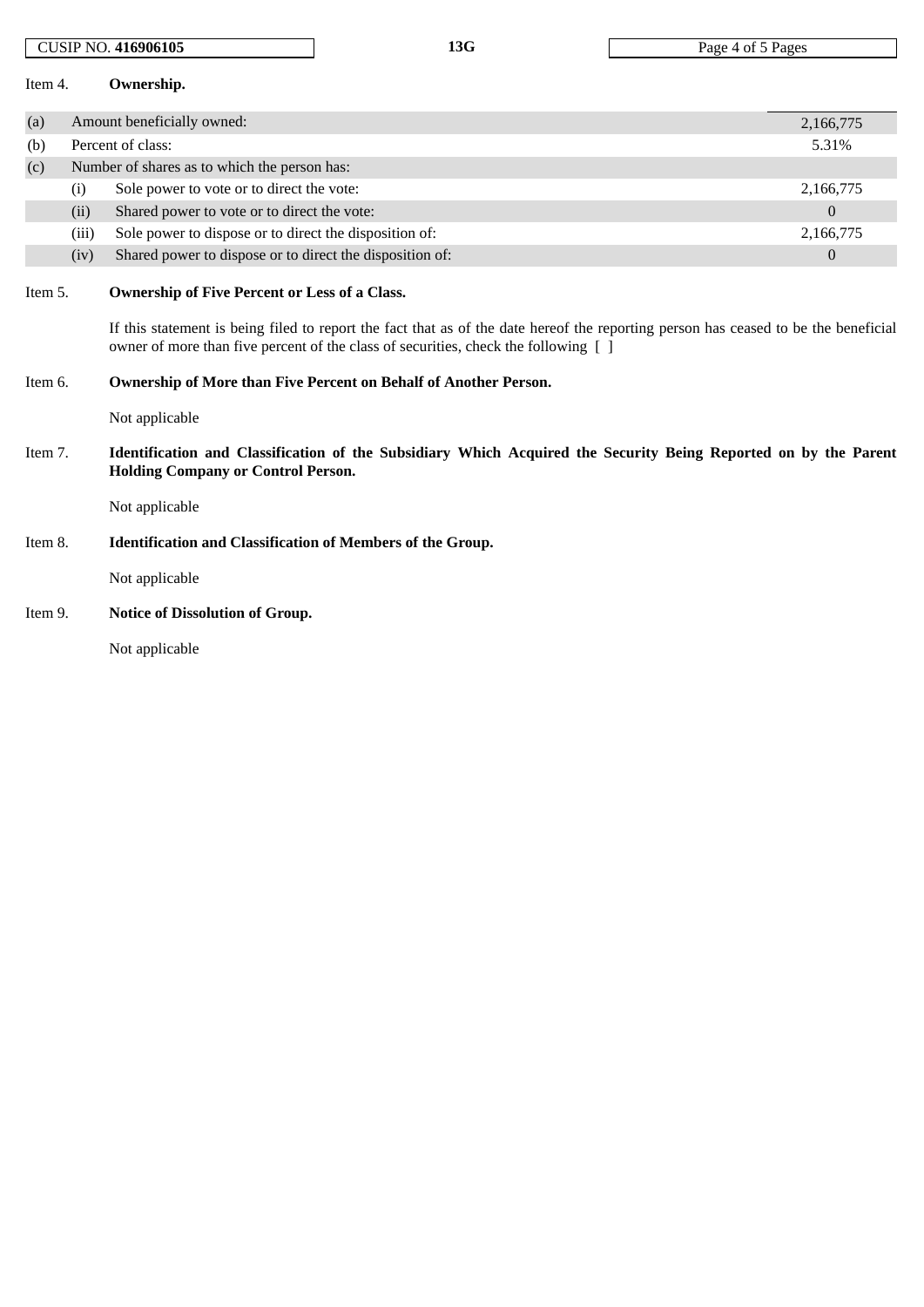CUSIP NO. **416906105** | **13G**

Item 4. **Ownership.**

| | | | |
|---|---|---|---|
| (a) | Amount beneficially owned: | | 2,166,775 |
| (b) | Percent of class: | | 5.31% |
| (c) | Number of shares as to which the person has: | | |
| | (i) | Sole power to vote or to direct the vote: | 2,166,775 |
| | (ii) | Shared power to vote or to direct the vote: | 0 |
| | (iii) | Sole power to dispose or to direct the disposition of: | 2,166,775 |
| | (iv) | Shared power to dispose or to direct the disposition of: | 0 |

Item 5. **Ownership of Five Percent or Less of a Class.**

If this statement is being filed to report the fact that as of the date hereof the reporting person has ceased to be the beneficial owner of more than five percent of the class of securities, check the following [ ]

Item 6. **Ownership of More than Five Percent on Behalf of Another Person.**

Not applicable

Item 7. **Identification and Classification of the Subsidiary Which Acquired the Security Being Reported on by the Parent Holding Company or Control Person.**

Not applicable

Item 8. **Identification and Classification of Members of the Group.**

Not applicable

Item 9. **Notice of Dissolution of Group.**

Not applicable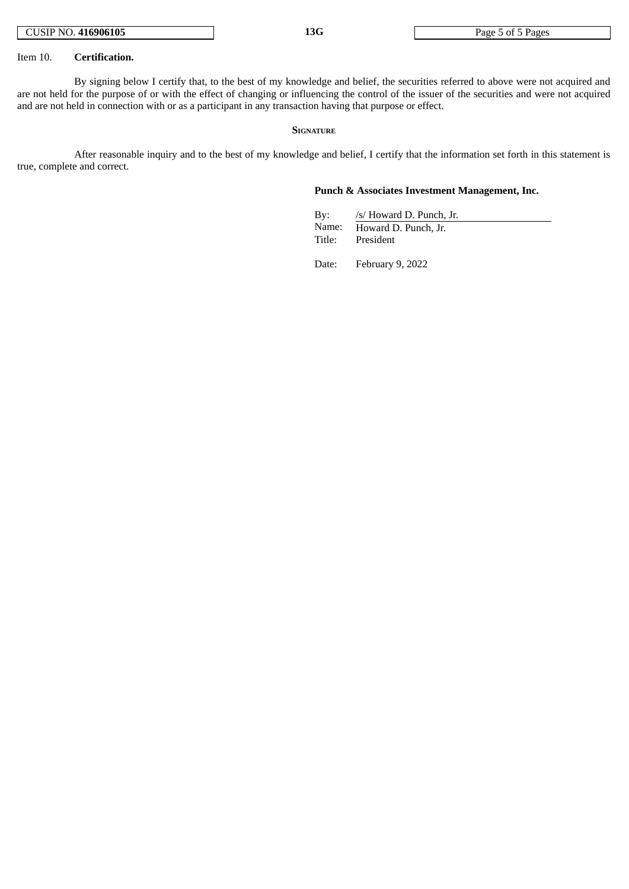Item 10. **Certification.**

By signing below I certify that, to the best of my knowledge and belief, the securities referred to above were not acquired and are not held for the purpose of or with the effect of changing or influencing the control of the issuer of the securities and were not acquired and are not held in connection with or as a participant in any transaction having that purpose or effect.

**SIGNATURE**

After reasonable inquiry and to the best of my knowledge and belief, I certify that the information set forth in this statement is true, complete and correct.

**Punch & Associates Investment Management, Inc.**

By: /s/ Howard D. Punch, Jr.
Name: Howard D. Punch, Jr.
Title: President

Date: February 9, 2022